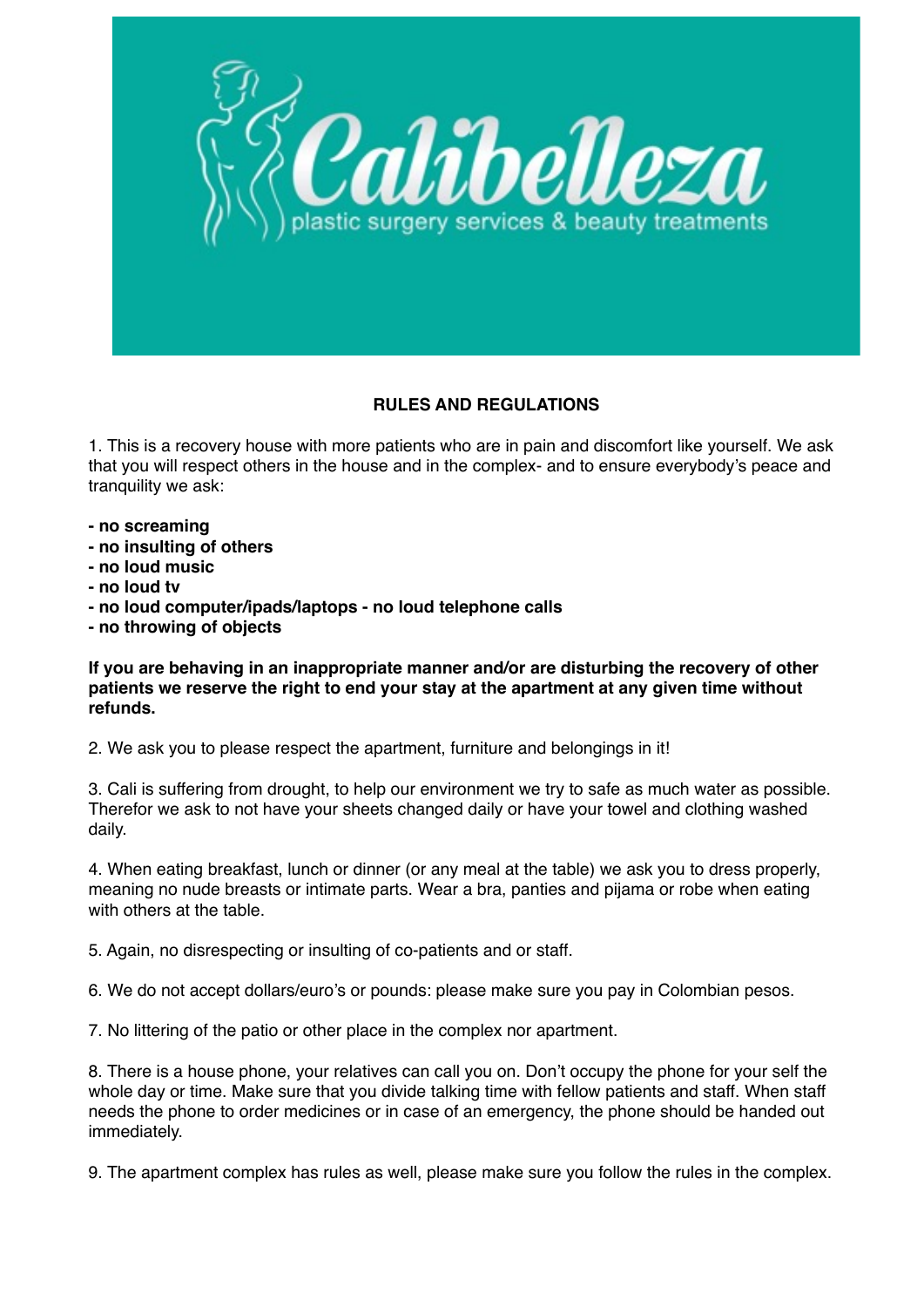Calibelleza

plastic surgery services & beauty treatments

## RULES AND REGULATIONS

1. This is a recovery house with more patients who are in pain and discomfort like yourself. We ask that you will respect others in the house and in the complex- and to ensure everybody's peace and tranquility we ask:

**- no screaming**
**- no insulting of others**
**- no loud music**
**- no loud tv**
**- no loud computer/ipads/laptops - no loud telephone calls**
**- no throwing of objects**

**If you are behaving in an inappropriate manner and/or are disturbing the recovery of other patients we reserve the right to end your stay at the apartment at any given time without refunds.**

2. We ask you to please respect the apartment, furniture and belongings in it!

3. Cali is suffering from drought, to help our environment we try to safe as much water as possible. Therefor we ask to not have your sheets changed daily or have your towel and clothing washed daily.

4. When eating breakfast, lunch or dinner (or any meal at the table) we ask you to dress properly, meaning no nude breasts or intimate parts. Wear a bra, panties and pijama or robe when eating with others at the table.

5. Again, no disrespecting or insulting of co-patients and or staff.

6. We do not accept dollars/euro's or pounds: please make sure you pay in Colombian pesos.

7. No littering of the patio or other place in the complex nor apartment.

8. There is a house phone, your relatives can call you on. Don't occupy the phone for your self the whole day or time. Make sure that you divide talking time with fellow patients and staff. When staff needs the phone to order medicines or in case of an emergency, the phone should be handed out immediately.

9. The apartment complex has rules as well, please make sure you follow the rules in the complex.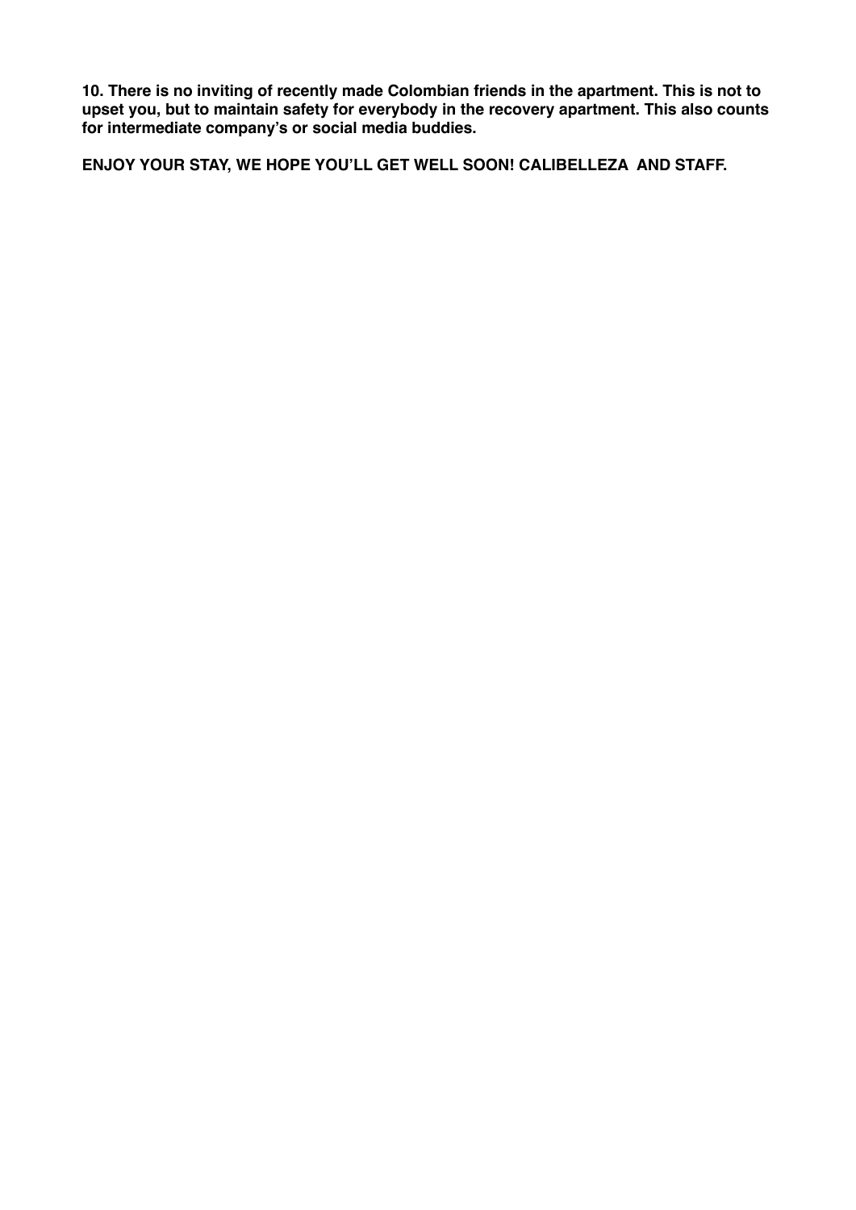**10. There is no inviting of recently made Colombian friends in the apartment. This is not to upset you, but to maintain safety for everybody in the recovery apartment. This also counts for intermediate company's or social media buddies.**

**ENJOY YOUR STAY, WE HOPE YOU'LL GET WELL SOON! CALIBELLEZA AND STAFF.**